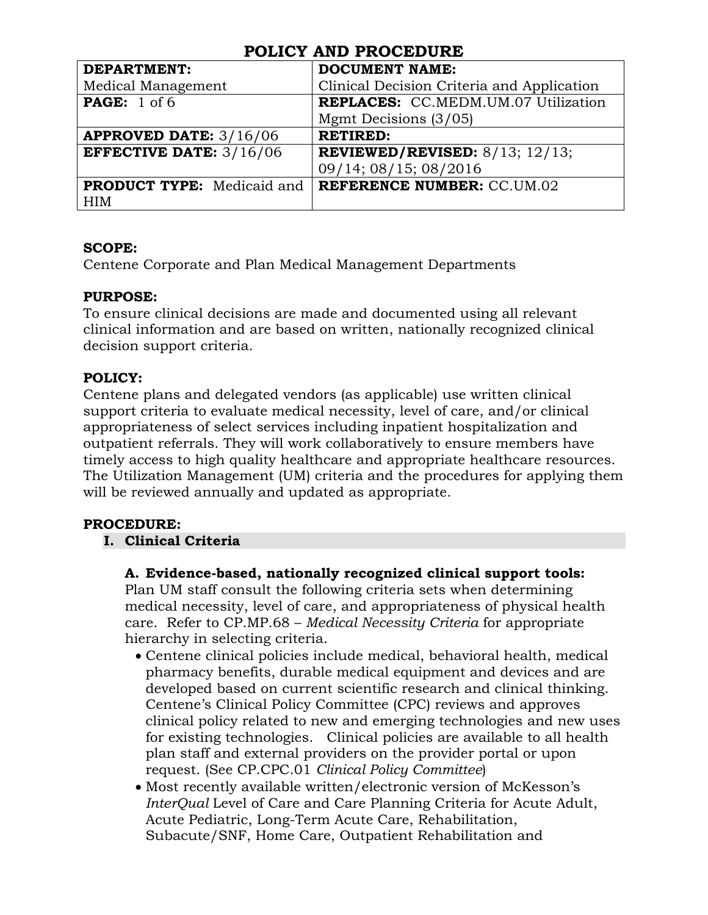# POLICY AND PROCEDURE

| **DEPARTMENT:** Medical Management | **DOCUMENT NAME:** Clinical Decision Criteria and Application |
| --- | --- |
| **PAGE:** 1 of 6 | **REPLACES:** CC.MEDM.UM.07 Utilization Mgmt Decisions (3/05) |
| **APPROVED DATE:** 3/16/06 | **RETIRED:** |
| **EFFECTIVE DATE:** 3/16/06 | **REVIEWED/REVISED:** 8/13; 12/13; 09/14; 08/15; 08/2016 |
| **PRODUCT TYPE:** Medicaid and HIM | **REFERENCE NUMBER:** CC.UM.02 |

**SCOPE:**
Centene Corporate and Plan Medical Management Departments

**PURPOSE:**
To ensure clinical decisions are made and documented using all relevant clinical information and are based on written, nationally recognized clinical decision support criteria.

**POLICY:**
Centene plans and delegated vendors (as applicable) use written clinical support criteria to evaluate medical necessity, level of care, and/or clinical appropriateness of select services including inpatient hospitalization and outpatient referrals. They will work collaboratively to ensure members have timely access to high quality healthcare and appropriate healthcare resources. The Utilization Management (UM) criteria and the procedures for applying them will be reviewed annually and updated as appropriate.

**PROCEDURE:**

## I. Clinical Criteria

**A. Evidence-based, nationally recognized clinical support tools:**
Plan UM staff consult the following criteria sets when determining medical necessity, level of care, and appropriateness of physical health care. Refer to CP.MP.68 – *Medical Necessity Criteria* for appropriate hierarchy in selecting criteria.

- Centene clinical policies include medical, behavioral health, medical pharmacy benefits, durable medical equipment and devices and are developed based on current scientific research and clinical thinking. Centene's Clinical Policy Committee (CPC) reviews and approves clinical policy related to new and emerging technologies and new uses for existing technologies. Clinical policies are available to all health plan staff and external providers on the provider portal or upon request. (See CP.CPC.01 *Clinical Policy Committee*)
- Most recently available written/electronic version of McKesson's *InterQual* Level of Care and Care Planning Criteria for Acute Adult, Acute Pediatric, Long-Term Acute Care, Rehabilitation, Subacute/SNF, Home Care, Outpatient Rehabilitation and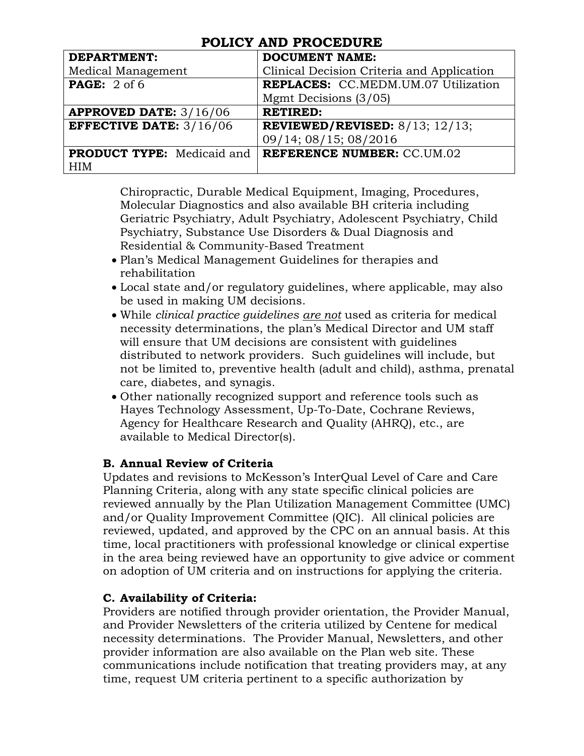# POLICY AND PROCEDURE

| DEPARTMENT: Medical Management | DOCUMENT NAME: Clinical Decision Criteria and Application |
|---|---|
| **PAGE:** 2 of 6 | **REPLACES:** CC.MEDM.UM.07 Utilization Mgmt Decisions (3/05) |
| **APPROVED DATE:** 3/16/06 | **RETIRED:** |
| **EFFECTIVE DATE:** 3/16/06 | **REVIEWED/REVISED:** 8/13; 12/13; 09/14; 08/15; 08/2016 |
| **PRODUCT TYPE:** Medicaid and HIM | **REFERENCE NUMBER:** CC.UM.02 |

Chiropractic, Durable Medical Equipment, Imaging, Procedures, Molecular Diagnostics and also available BH criteria including Geriatric Psychiatry, Adult Psychiatry, Adolescent Psychiatry, Child Psychiatry, Substance Use Disorders & Dual Diagnosis and Residential & Community-Based Treatment

- Plan's Medical Management Guidelines for therapies and rehabilitation
- Local state and/or regulatory guidelines, where applicable, may also be used in making UM decisions.
- While *clinical practice guidelines* <u>*are not*</u> used as criteria for medical necessity determinations, the plan's Medical Director and UM staff will ensure that UM decisions are consistent with guidelines distributed to network providers. Such guidelines will include, but not be limited to, preventive health (adult and child), asthma, prenatal care, diabetes, and synagis.
- Other nationally recognized support and reference tools such as Hayes Technology Assessment, Up-To-Date, Cochrane Reviews, Agency for Healthcare Research and Quality (AHRQ), etc., are available to Medical Director(s).

**B. Annual Review of Criteria**

Updates and revisions to McKesson's InterQual Level of Care and Care Planning Criteria, along with any state specific clinical policies are reviewed annually by the Plan Utilization Management Committee (UMC) and/or Quality Improvement Committee (QIC). All clinical policies are reviewed, updated, and approved by the CPC on an annual basis. At this time, local practitioners with professional knowledge or clinical expertise in the area being reviewed have an opportunity to give advice or comment on adoption of UM criteria and on instructions for applying the criteria.

**C. Availability of Criteria:**

Providers are notified through provider orientation, the Provider Manual, and Provider Newsletters of the criteria utilized by Centene for medical necessity determinations. The Provider Manual, Newsletters, and other provider information are also available on the Plan web site. These communications include notification that treating providers may, at any time, request UM criteria pertinent to a specific authorization by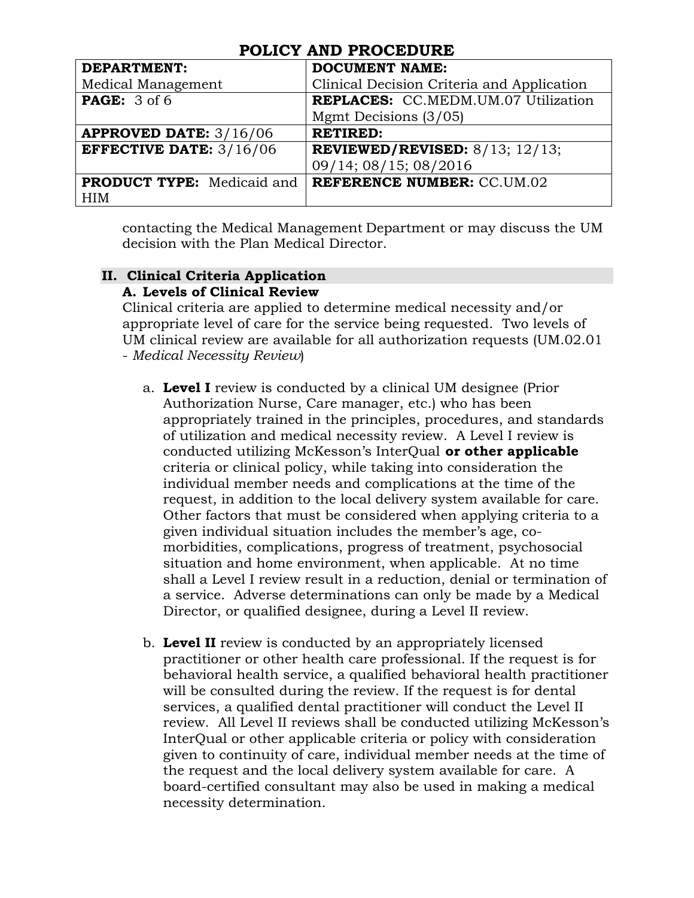contacting the Medical Management Department or may discuss the UM decision with the Plan Medical Director.

## II. Clinical Criteria Application

### A. Levels of Clinical Review

Clinical criteria are applied to determine medical necessity and/or appropriate level of care for the service being requested. Two levels of UM clinical review are available for all authorization requests (UM.02.01 - *Medical Necessity Review*)

a. **Level I** review is conducted by a clinical UM designee (Prior Authorization Nurse, Care manager, etc.) who has been appropriately trained in the principles, procedures, and standards of utilization and medical necessity review. A Level I review is conducted utilizing McKesson's InterQual **or other applicable** criteria or clinical policy, while taking into consideration the individual member needs and complications at the time of the request, in addition to the local delivery system available for care. Other factors that must be considered when applying criteria to a given individual situation includes the member's age, co-morbidities, complications, progress of treatment, psychosocial situation and home environment, when applicable. At no time shall a Level I review result in a reduction, denial or termination of a service. Adverse determinations can only be made by a Medical Director, or qualified designee, during a Level II review.

b. **Level II** review is conducted by an appropriately licensed practitioner or other health care professional. If the request is for behavioral health service, a qualified behavioral health practitioner will be consulted during the review. If the request is for dental services, a qualified dental practitioner will conduct the Level II review. All Level II reviews shall be conducted utilizing McKesson's InterQual or other applicable criteria or policy with consideration given to continuity of care, individual member needs at the time of the request and the local delivery system available for care. A board-certified consultant may also be used in making a medical necessity determination.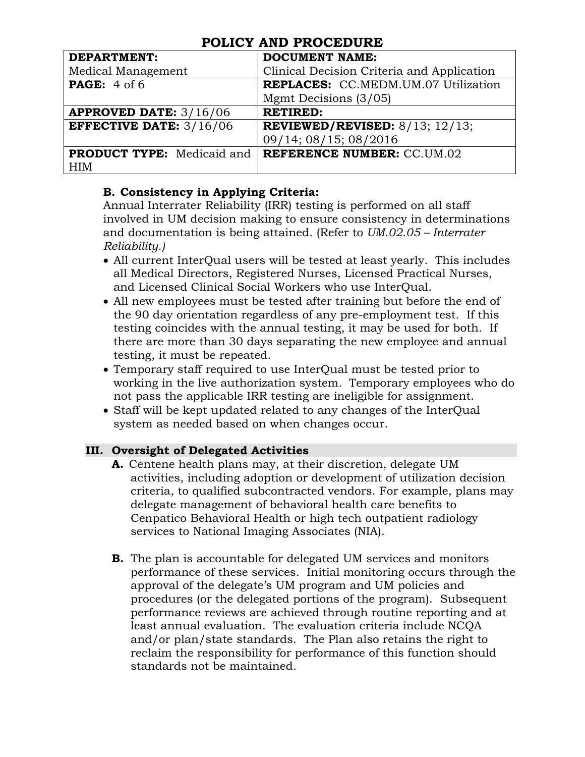# POLICY AND PROCEDURE

| DEPARTMENT: Medical Management | DOCUMENT NAME: Clinical Decision Criteria and Application |
|---|---|
| PAGE: 4 of 6 | REPLACES: CC.MEDM.UM.07 Utilization Mgmt Decisions (3/05) |
| APPROVED DATE: 3/16/06 | RETIRED: |
| EFFECTIVE DATE: 3/16/06 | REVIEWED/REVISED: 8/13; 12/13; 09/14; 08/15; 08/2016 |
| PRODUCT TYPE: Medicaid and HIM | REFERENCE NUMBER: CC.UM.02 |

**B. Consistency in Applying Criteria:**

Annual Interrater Reliability (IRR) testing is performed on all staff involved in UM decision making to ensure consistency in determinations and documentation is being attained. (Refer to *UM.02.05 – Interrater Reliability.)*

- All current InterQual users will be tested at least yearly. This includes all Medical Directors, Registered Nurses, Licensed Practical Nurses, and Licensed Clinical Social Workers who use InterQual.
- All new employees must be tested after training but before the end of the 90 day orientation regardless of any pre-employment test. If this testing coincides with the annual testing, it may be used for both. If there are more than 30 days separating the new employee and annual testing, it must be repeated.
- Temporary staff required to use InterQual must be tested prior to working in the live authorization system. Temporary employees who do not pass the applicable IRR testing are ineligible for assignment.
- Staff will be kept updated related to any changes of the InterQual system as needed based on when changes occur.

## III. Oversight of Delegated Activities

**A.** Centene health plans may, at their discretion, delegate UM activities, including adoption or development of utilization decision criteria, to qualified subcontracted vendors. For example, plans may delegate management of behavioral health care benefits to Cenpatico Behavioral Health or high tech outpatient radiology services to National Imaging Associates (NIA).

**B.** The plan is accountable for delegated UM services and monitors performance of these services. Initial monitoring occurs through the approval of the delegate's UM program and UM policies and procedures (or the delegated portions of the program). Subsequent performance reviews are achieved through routine reporting and at least annual evaluation. The evaluation criteria include NCQA and/or plan/state standards. The Plan also retains the right to reclaim the responsibility for performance of this function should standards not be maintained.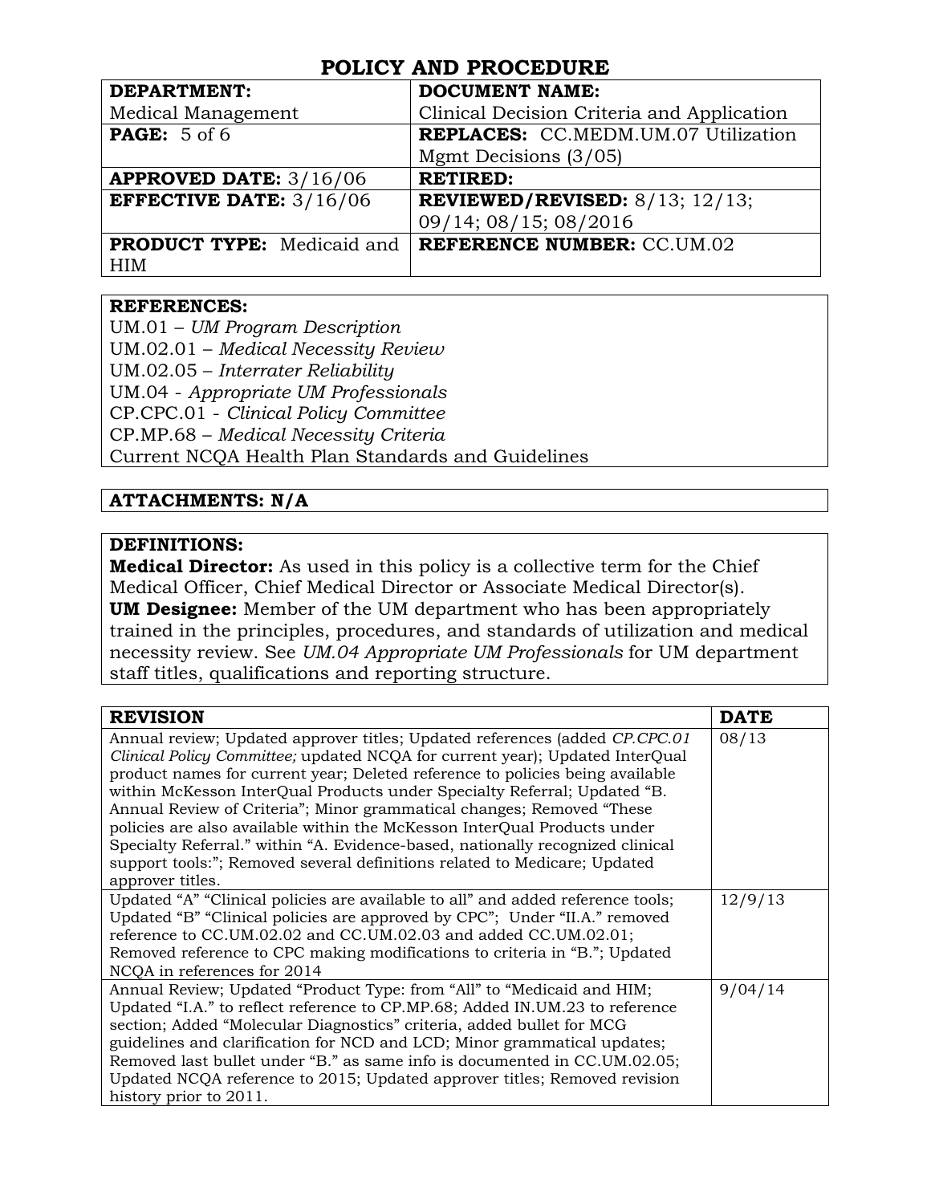# POLICY AND PROCEDURE

| **DEPARTMENT:** Medical Management | **DOCUMENT NAME:** Clinical Decision Criteria and Application |
|---|---|
| **PAGE:** 5 of 6 | **REPLACES:** CC.MEDM.UM.07 Utilization Mgmt Decisions (3/05) |
| **APPROVED DATE:** 3/16/06 | **RETIRED:** |
| **EFFECTIVE DATE:** 3/16/06 | **REVIEWED/REVISED:** 8/13; 12/13; 09/14; 08/15; 08/2016 |
| **PRODUCT TYPE:** Medicaid and HIM | **REFERENCE NUMBER:** CC.UM.02 |

**REFERENCES:**

UM.01 – *UM Program Description*
UM.02.01 – *Medical Necessity Review*
UM.02.05 – *Interrater Reliability*
UM.04 - *Appropriate UM Professionals*
CP.CPC.01 - *Clinical Policy Committee*
CP.MP.68 – *Medical Necessity Criteria*
Current NCQA Health Plan Standards and Guidelines

**ATTACHMENTS: N/A**

**DEFINITIONS:**

**Medical Director:** As used in this policy is a collective term for the Chief Medical Officer, Chief Medical Director or Associate Medical Director(s).

**UM Designee:** Member of the UM department who has been appropriately trained in the principles, procedures, and standards of utilization and medical necessity review. See *UM.04 Appropriate UM Professionals* for UM department staff titles, qualifications and reporting structure.

| **REVISION** | **DATE** |
|---|---|
| Annual review; Updated approver titles; Updated references (added *CP.CPC.01 Clinical Policy Committee;* updated NCQA for current year); Updated InterQual product names for current year; Deleted reference to policies being available within McKesson InterQual Products under Specialty Referral; Updated “B. Annual Review of Criteria”; Minor grammatical changes; Removed “These policies are also available within the McKesson InterQual Products under Specialty Referral.” within “A. Evidence-based, nationally recognized clinical support tools:”; Removed several definitions related to Medicare; Updated approver titles. | 08/13 |
| Updated “A” “Clinical policies are available to all” and added reference tools; Updated “B” “Clinical policies are approved by CPC”; Under “II.A.” removed reference to CC.UM.02.02 and CC.UM.02.03 and added CC.UM.02.01; Removed reference to CPC making modifications to criteria in “B.”; Updated NCQA in references for 2014 | 12/9/13 |
| Annual Review; Updated “Product Type: from “All” to “Medicaid and HIM; Updated “I.A.” to reflect reference to CP.MP.68; Added IN.UM.23 to reference section; Added “Molecular Diagnostics” criteria, added bullet for MCG guidelines and clarification for NCD and LCD; Minor grammatical updates; Removed last bullet under “B.” as same info is documented in CC.UM.02.05; Updated NCQA reference to 2015; Updated approver titles; Removed revision history prior to 2011. | 9/04/14 |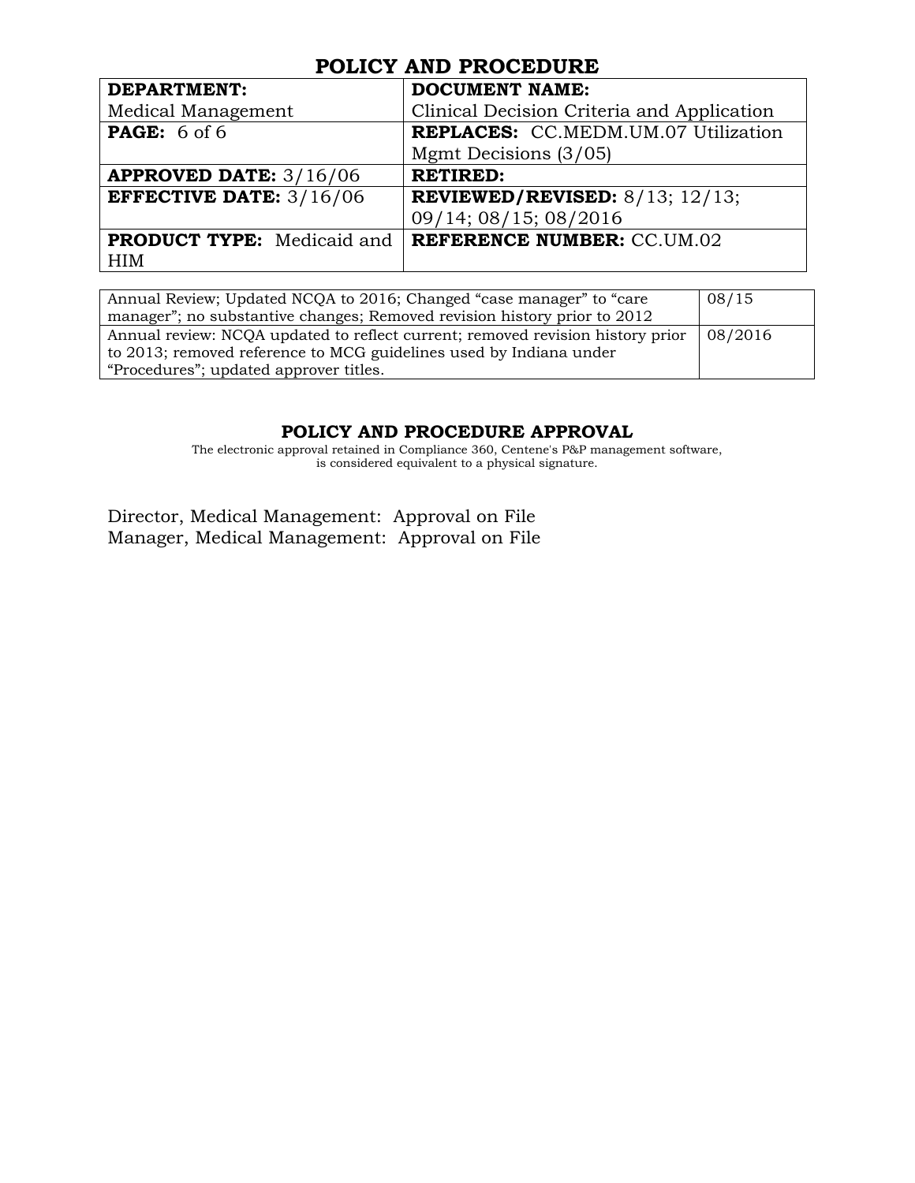# POLICY AND PROCEDURE

| | |
|---|---|
| **DEPARTMENT:** Medical Management | **DOCUMENT NAME:** Clinical Decision Criteria and Application |
| **PAGE:** 6 of 6 | **REPLACES:** CC.MEDM.UM.07 Utilization Mgmt Decisions (3/05) |
| **APPROVED DATE:** 3/16/06 | **RETIRED:** |
| **EFFECTIVE DATE:** 3/16/06 | **REVIEWED/REVISED:** 8/13; 12/13; 09/14; 08/15; 08/2016 |
| **PRODUCT TYPE:** Medicaid and HIM | **REFERENCE NUMBER:** CC.UM.02 |

| | |
|---|---|
| Annual Review; Updated NCQA to 2016; Changed "case manager" to "care manager"; no substantive changes; Removed revision history prior to 2012 | 08/15 |
| Annual review: NCQA updated to reflect current; removed revision history prior to 2013; removed reference to MCG guidelines used by Indiana under "Procedures"; updated approver titles. | 08/2016 |

## POLICY AND PROCEDURE APPROVAL

The electronic approval retained in Compliance 360, Centene's P&P management software, is considered equivalent to a physical signature.

Director, Medical Management: Approval on File
Manager, Medical Management: Approval on File